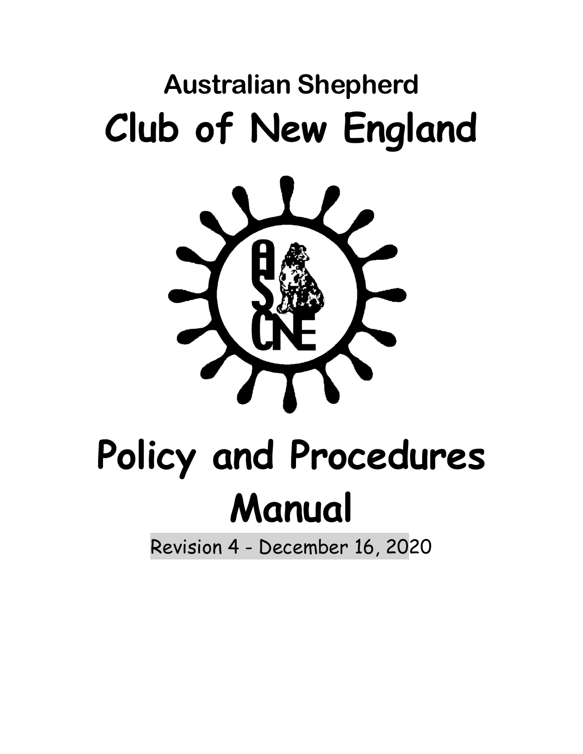# Australian Shepherd

# Club of New England

# Policy and Procedures Manual

Revision 4 - December 16, 2020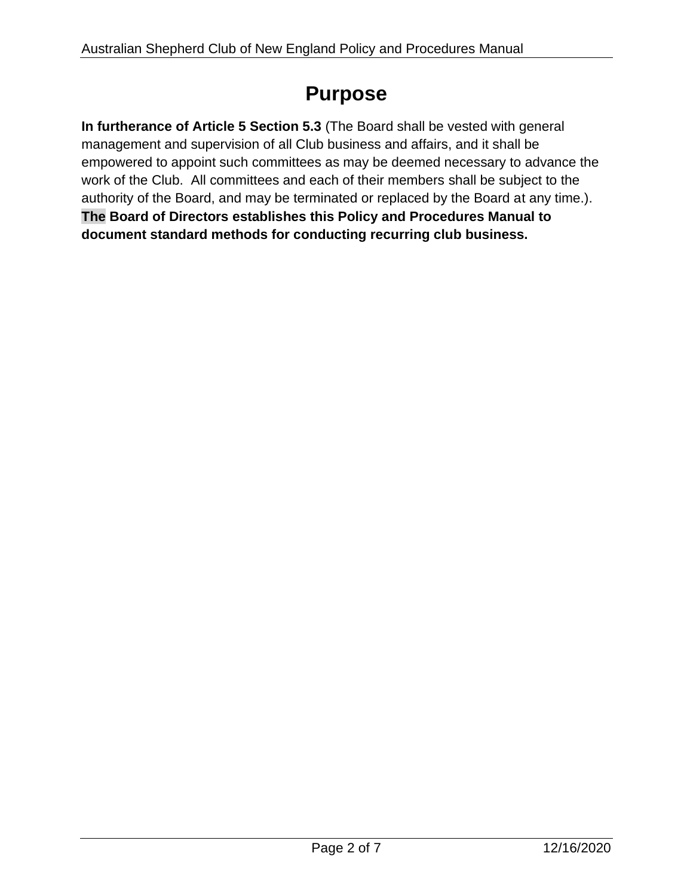# Purpose

**In furtherance of Article 5 Section 5.3** (The Board shall be vested with general management and supervision of all Club business and affairs, and it shall be empowered to appoint such committees as may be deemed necessary to advance the work of the Club. All committees and each of their members shall be subject to the authority of the Board, and may be terminated or replaced by the Board at any time.). **The Board of Directors establishes this Policy and Procedures Manual to document standard methods for conducting recurring club business.**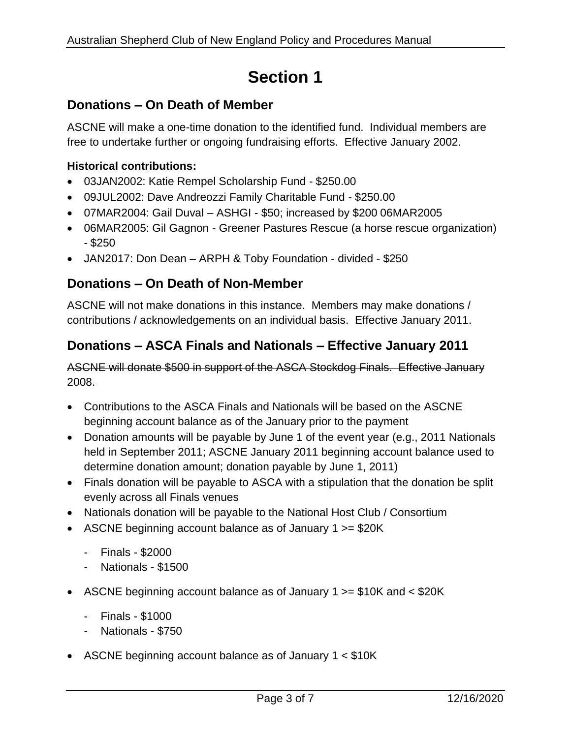# Section 1

## Donations – On Death of Member

ASCNE will make a one-time donation to the identified fund. Individual members are free to undertake further or ongoing fundraising efforts. Effective January 2002.

**Historical contributions:**

- 03JAN2002: Katie Rempel Scholarship Fund - $250.00
- 09JUL2002: Dave Andreozzi Family Charitable Fund - $250.00
- 07MAR2004: Gail Duval – ASHGI - $50; increased by $200 06MAR2005
- 06MAR2005: Gil Gagnon - Greener Pastures Rescue (a horse rescue organization) - $250
- JAN2017: Don Dean – ARPH & Toby Foundation - divided - $250

## Donations – On Death of Non-Member

ASCNE will not make donations in this instance. Members may make donations / contributions / acknowledgements on an individual basis. Effective January 2011.

## Donations – ASCA Finals and Nationals – Effective January 2011

~~ASCNE will donate $500 in support of the ASCA Stockdog Finals. Effective January 2008.~~

- Contributions to the ASCA Finals and Nationals will be based on the ASCNE beginning account balance as of the January prior to the payment
- Donation amounts will be payable by June 1 of the event year (e.g., 2011 Nationals held in September 2011; ASCNE January 2011 beginning account balance used to determine donation amount; donation payable by June 1, 2011)
- Finals donation will be payable to ASCA with a stipulation that the donation be split evenly across all Finals venues
- Nationals donation will be payable to the National Host Club / Consortium
- ASCNE beginning account balance as of January 1 >= $20K
  - Finals - $2000
  - Nationals - $1500
- ASCNE beginning account balance as of January 1 >= $10K and < $20K
  - Finals - $1000
  - Nationals - $750
- ASCNE beginning account balance as of January 1 < $10K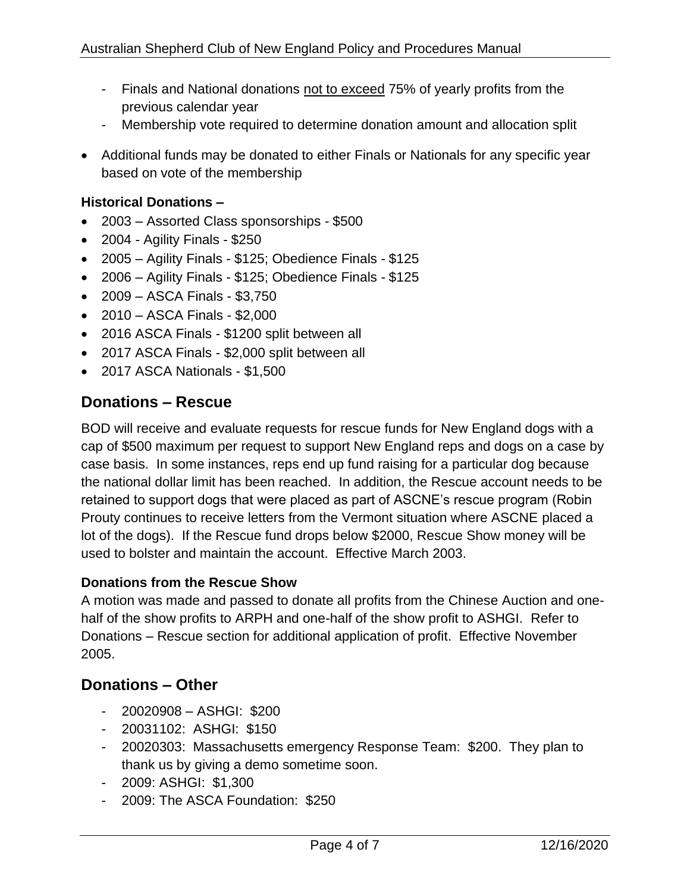- Finals and National donations <u>not to exceed</u> 75% of yearly profits from the previous calendar year
- Membership vote required to determine donation amount and allocation split

- Additional funds may be donated to either Finals or Nationals for any specific year based on vote of the membership

**Historical Donations –**

- 2003 – Assorted Class sponsorships - $500
- 2004 - Agility Finals - $250
- 2005 – Agility Finals - $125; Obedience Finals - $125
- 2006 – Agility Finals - $125; Obedience Finals - $125
- 2009 – ASCA Finals - $3,750
- 2010 – ASCA Finals - $2,000
- 2016 ASCA Finals - $1200 split between all
- 2017 ASCA Finals - $2,000 split between all
- 2017 ASCA Nationals - $1,500

## Donations – Rescue

BOD will receive and evaluate requests for rescue funds for New England dogs with a cap of $500 maximum per request to support New England reps and dogs on a case by case basis. In some instances, reps end up fund raising for a particular dog because the national dollar limit has been reached. In addition, the Rescue account needs to be retained to support dogs that were placed as part of ASCNE's rescue program (Robin Prouty continues to receive letters from the Vermont situation where ASCNE placed a lot of the dogs). If the Rescue fund drops below $2000, Rescue Show money will be used to bolster and maintain the account. Effective March 2003.

**Donations from the Rescue Show**

A motion was made and passed to donate all profits from the Chinese Auction and one-half of the show profits to ARPH and one-half of the show profit to ASHGI. Refer to Donations – Rescue section for additional application of profit. Effective November 2005.

## Donations – Other

- 20020908 – ASHGI: $200
- 20031102: ASHGI: $150
- 20020303: Massachusetts emergency Response Team: $200. They plan to thank us by giving a demo sometime soon.
- 2009: ASHGI: $1,300
- 2009: The ASCA Foundation: $250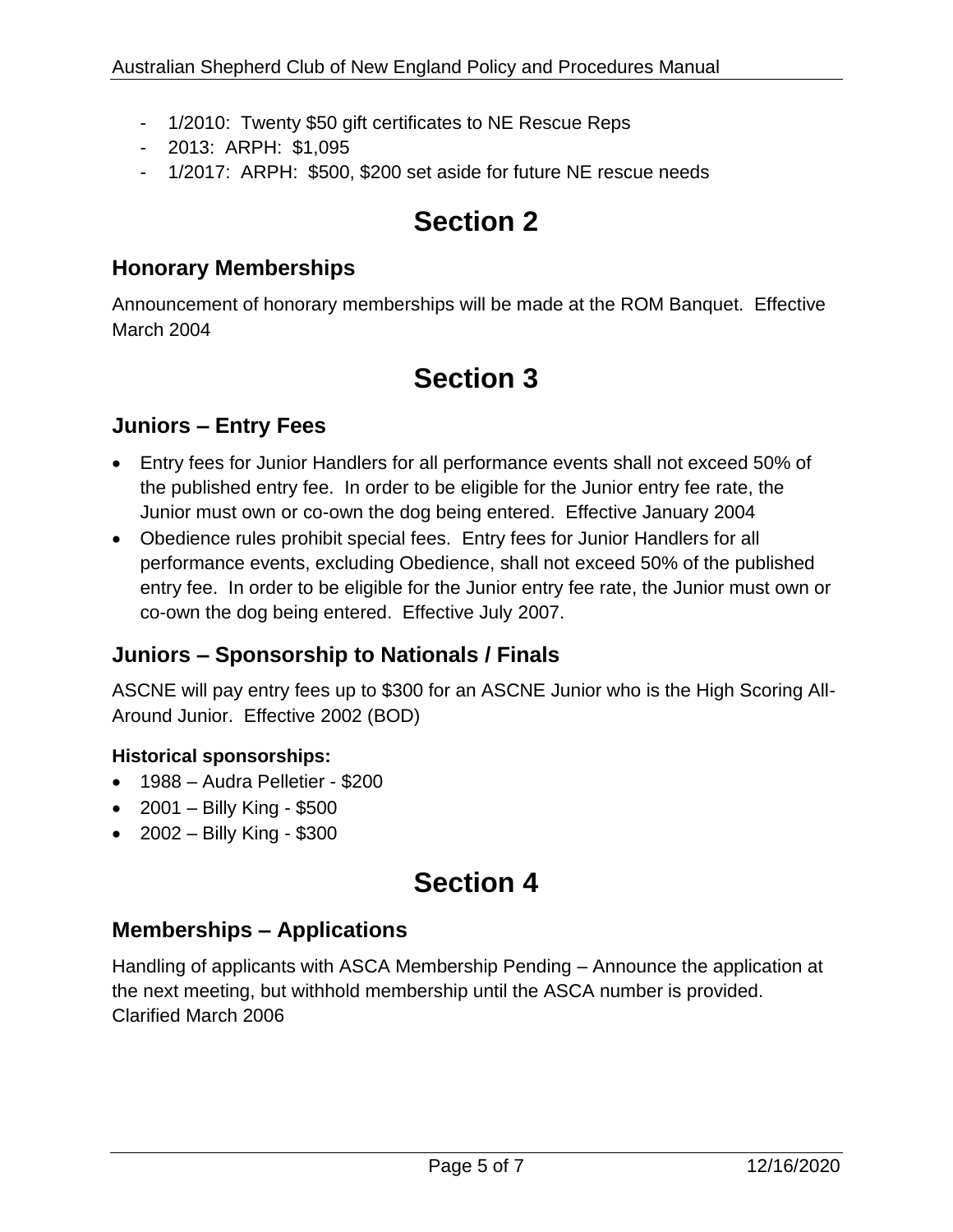- 1/2010: Twenty $50 gift certificates to NE Rescue Reps
- 2013: ARPH: $1,095
- 1/2017: ARPH: $500, $200 set aside for future NE rescue needs

# Section 2

## Honorary Memberships

Announcement of honorary memberships will be made at the ROM Banquet. Effective March 2004

# Section 3

## Juniors – Entry Fees

- Entry fees for Junior Handlers for all performance events shall not exceed 50% of the published entry fee. In order to be eligible for the Junior entry fee rate, the Junior must own or co-own the dog being entered. Effective January 2004
- Obedience rules prohibit special fees. Entry fees for Junior Handlers for all performance events, excluding Obedience, shall not exceed 50% of the published entry fee. In order to be eligible for the Junior entry fee rate, the Junior must own or co-own the dog being entered. Effective July 2007.

## Juniors – Sponsorship to Nationals / Finals

ASCNE will pay entry fees up to $300 for an ASCNE Junior who is the High Scoring All-Around Junior. Effective 2002 (BOD)

**Historical sponsorships:**

- 1988 – Audra Pelletier - $200
- 2001 – Billy King - $500
- 2002 – Billy King - $300

# Section 4

## Memberships – Applications

Handling of applicants with ASCA Membership Pending – Announce the application at the next meeting, but withhold membership until the ASCA number is provided. Clarified March 2006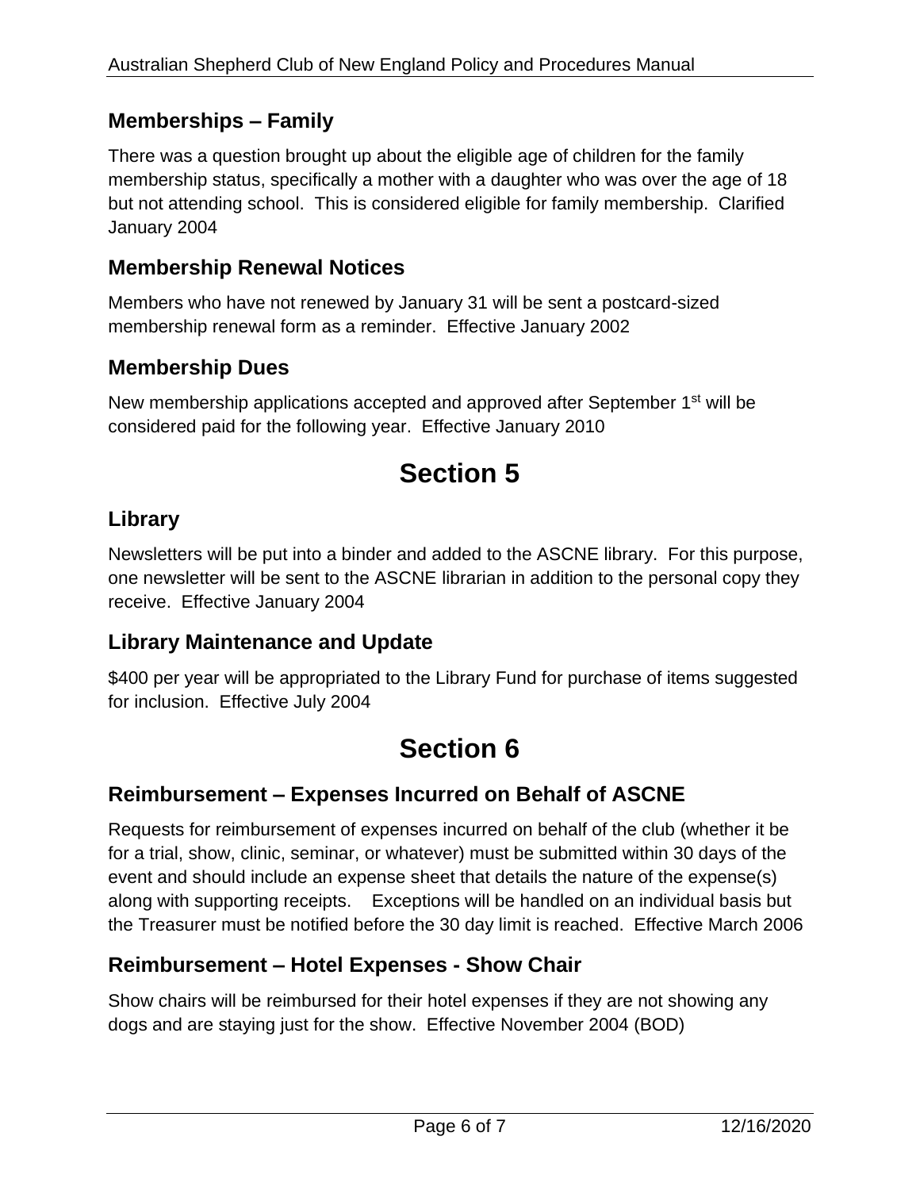## Memberships – Family

There was a question brought up about the eligible age of children for the family membership status, specifically a mother with a daughter who was over the age of 18 but not attending school. This is considered eligible for family membership. Clarified January 2004

## Membership Renewal Notices

Members who have not renewed by January 31 will be sent a postcard-sized membership renewal form as a reminder. Effective January 2002

## Membership Dues

New membership applications accepted and approved after September 1st will be considered paid for the following year. Effective January 2010

# Section 5

## Library

Newsletters will be put into a binder and added to the ASCNE library. For this purpose, one newsletter will be sent to the ASCNE librarian in addition to the personal copy they receive. Effective January 2004

## Library Maintenance and Update

$400 per year will be appropriated to the Library Fund for purchase of items suggested for inclusion. Effective July 2004

# Section 6

## Reimbursement – Expenses Incurred on Behalf of ASCNE

Requests for reimbursement of expenses incurred on behalf of the club (whether it be for a trial, show, clinic, seminar, or whatever) must be submitted within 30 days of the event and should include an expense sheet that details the nature of the expense(s) along with supporting receipts. Exceptions will be handled on an individual basis but the Treasurer must be notified before the 30 day limit is reached. Effective March 2006

## Reimbursement – Hotel Expenses - Show Chair

Show chairs will be reimbursed for their hotel expenses if they are not showing any dogs and are staying just for the show. Effective November 2004 (BOD)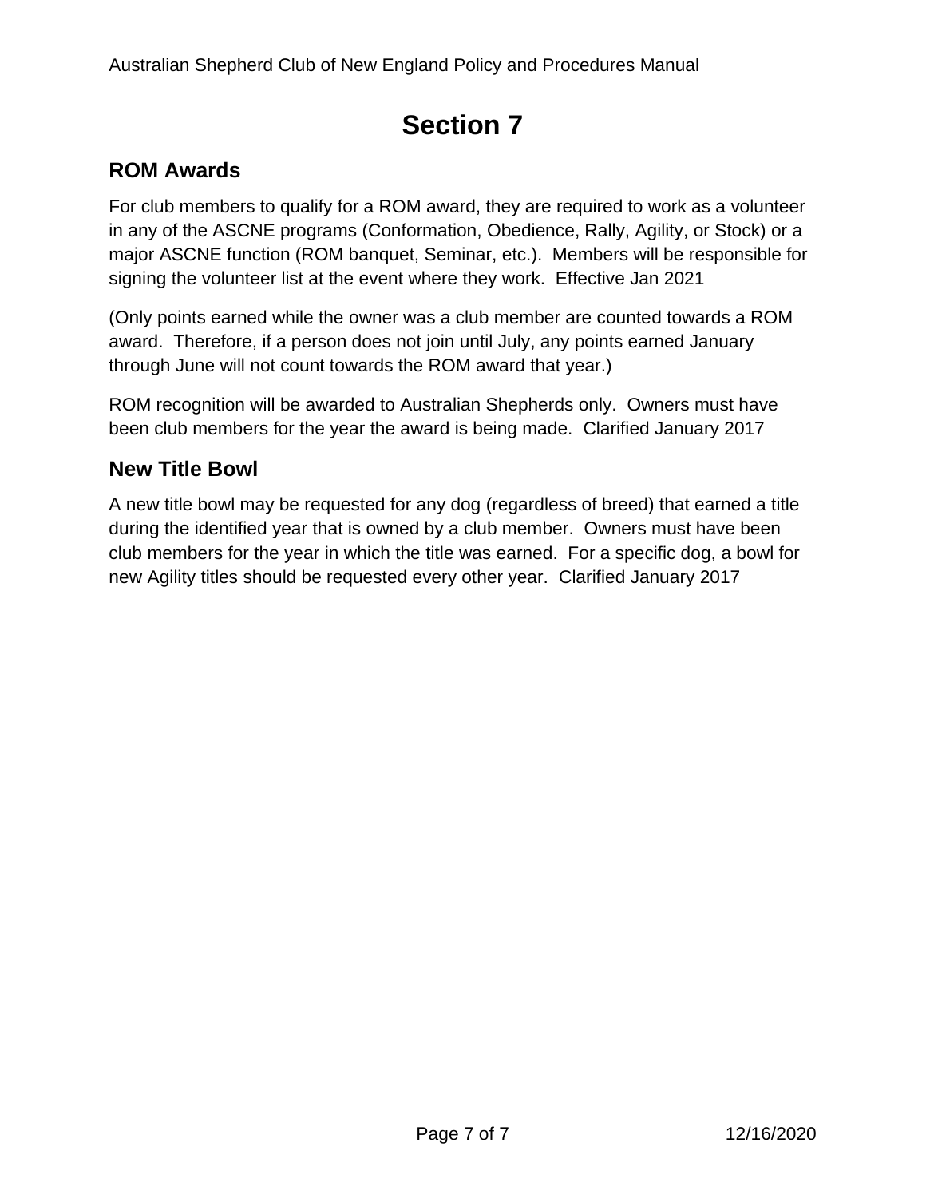# Section 7

## ROM Awards

For club members to qualify for a ROM award, they are required to work as a volunteer in any of the ASCNE programs (Conformation, Obedience, Rally, Agility, or Stock) or a major ASCNE function (ROM banquet, Seminar, etc.). Members will be responsible for signing the volunteer list at the event where they work. Effective Jan 2021

(Only points earned while the owner was a club member are counted towards a ROM award. Therefore, if a person does not join until July, any points earned January through June will not count towards the ROM award that year.)

ROM recognition will be awarded to Australian Shepherds only. Owners must have been club members for the year the award is being made. Clarified January 2017

## New Title Bowl

A new title bowl may be requested for any dog (regardless of breed) that earned a title during the identified year that is owned by a club member. Owners must have been club members for the year in which the title was earned. For a specific dog, a bowl for new Agility titles should be requested every other year. Clarified January 2017